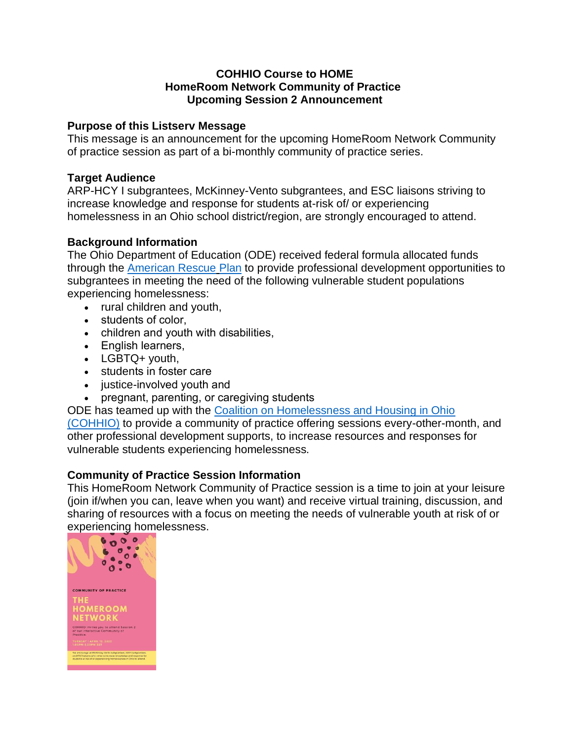**COHHIO Course to HOME**
**HomeRoom Network Community of Practice**
**Upcoming Session 2 Announcement**

## Purpose of this Listserv Message

This message is an announcement for the upcoming HomeRoom Network Community of practice session as part of a bi-monthly community of practice series.

## Target Audience

ARP-HCY I subgrantees, McKinney-Vento subgrantees, and ESC liaisons striving to increase knowledge and response for students at-risk of/ or experiencing homelessness in an Ohio school district/region, are strongly encouraged to attend.

## Background Information

The Ohio Department of Education (ODE) received federal formula allocated funds through the American Rescue Plan to provide professional development opportunities to subgrantees in meeting the need of the following vulnerable student populations experiencing homelessness:

- rural children and youth,
- students of color,
- children and youth with disabilities,
- English learners,
- LGBTQ+ youth,
- students in foster care
- justice-involved youth and
- pregnant, parenting, or caregiving students

ODE has teamed up with the Coalition on Homelessness and Housing in Ohio (COHHIO) to provide a community of practice offering sessions every-other-month, and other professional development supports, to increase resources and responses for vulnerable students experiencing homelessness.

## Community of Practice Session Information

This HomeRoom Network Community of Practice session is a time to join at your leisure (join if/when you can, leave when you want) and receive virtual training, discussion, and sharing of resources with a focus on meeting the needs of vulnerable youth at risk of or experiencing homelessness.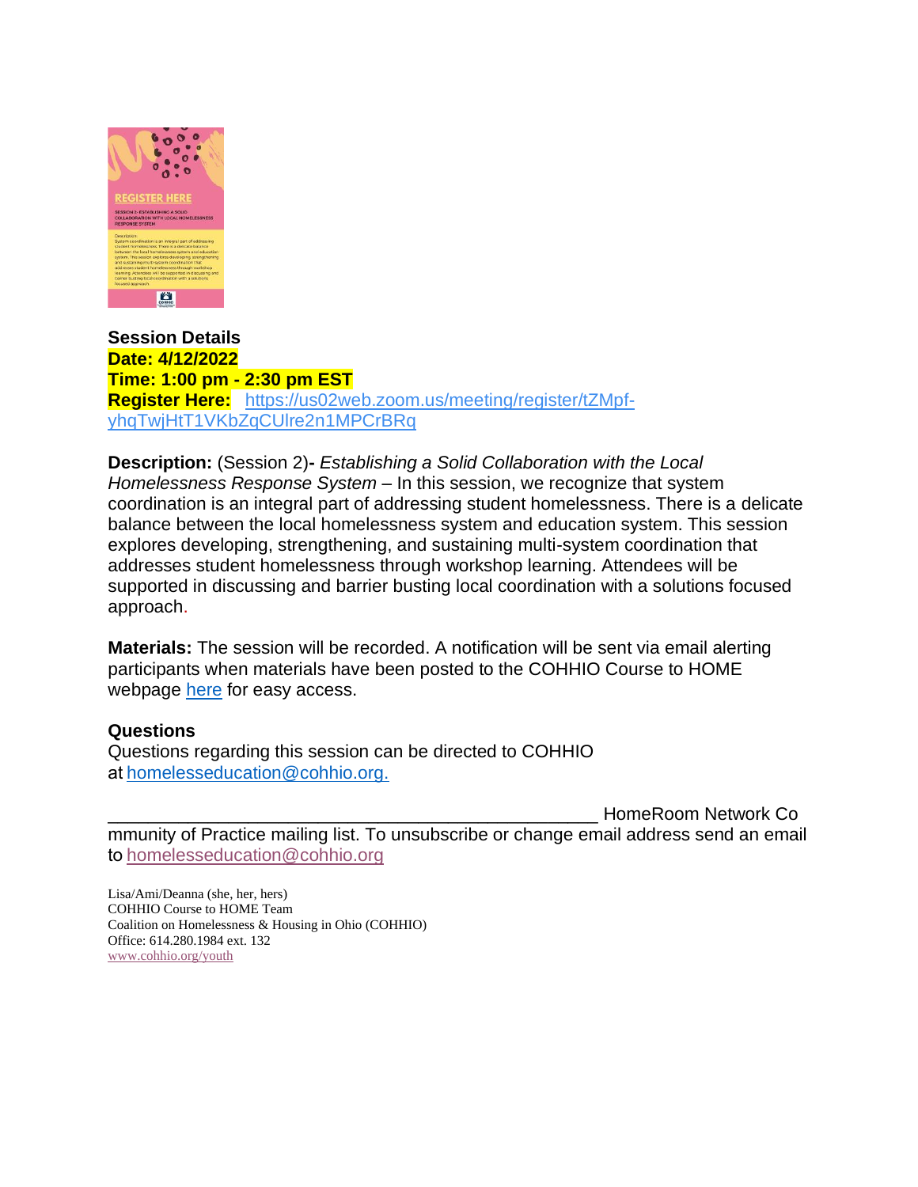**Session Details**
**Date: 4/12/2022**
**Time: 1:00 pm - 2:30 pm EST**
**Register Here:** https://us02web.zoom.us/meeting/register/tZMpf-yhqTwjHtT1VKbZqCUlre2n1MPCrBRq

**Description:** (Session 2)**-** *Establishing a Solid Collaboration with the Local Homelessness Response System* – In this session, we recognize that system coordination is an integral part of addressing student homelessness. There is a delicate balance between the local homelessness system and education system. This session explores developing, strengthening, and sustaining multi-system coordination that addresses student homelessness through workshop learning. Attendees will be supported in discussing and barrier busting local coordination with a solutions focused approach.

**Materials:** The session will be recorded. A notification will be sent via email alerting participants when materials have been posted to the COHHIO Course to HOME webpage here for easy access.

**Questions**
Questions regarding this session can be directed to COHHIO at homelesseducation@cohhio.org.

_____________________________________________________ HomeRoom Network Community of Practice mailing list. To unsubscribe or change email address send an email to homelesseducation@cohhio.org

Lisa/Ami/Deanna (she, her, hers)
COHHIO Course to HOME Team
Coalition on Homelessness & Housing in Ohio (COHHIO)
Office: 614.280.1984 ext. 132
www.cohhio.org/youth